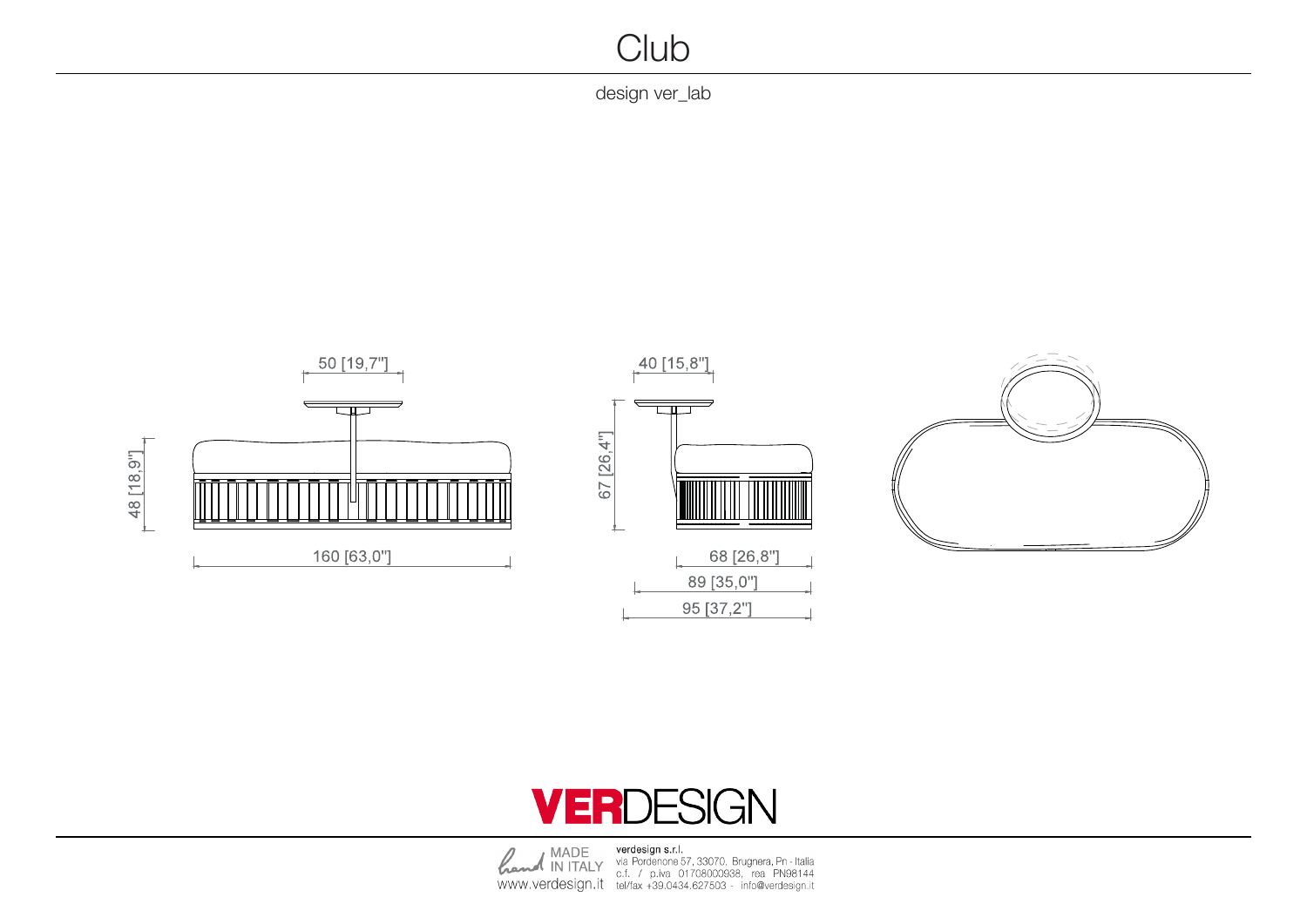# Club

design ver_lab

50 [19,7"]

48 [18,9"]

160 [63,0"]

40 [15,8"]

67 [26,4"]

68 [26,8"]

89 [35,0"]

95 [37,2"]

VERDESIGN

hand MADE IN ITALY
www.verdesign.it

verdesign s.r.l.
via Pordenone 57, 33070, Brugnera, Pn - Italia
c.f. / p.iva 01708000938, rea PN98144
tel/fax +39.0434.627503 - info@verdesign.it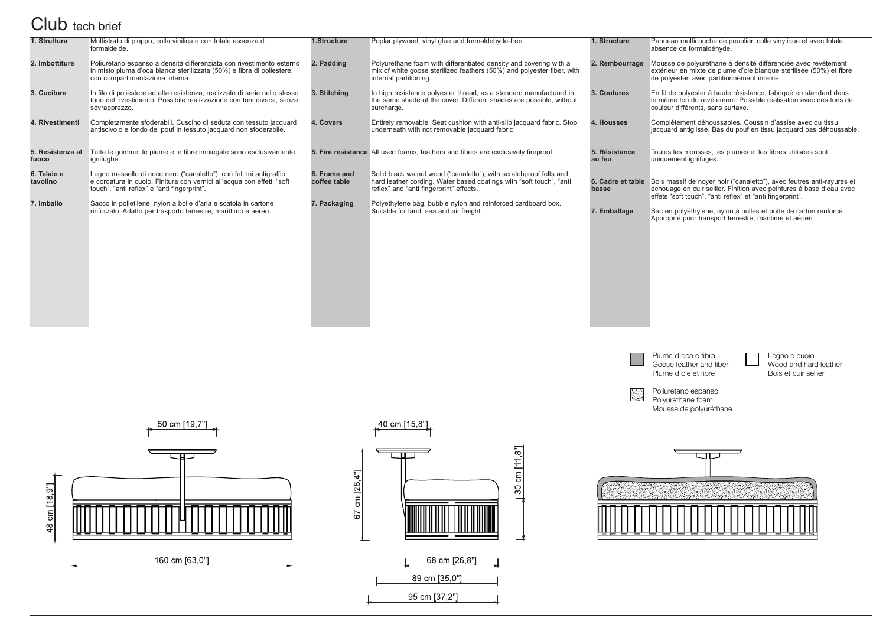# Club tech brief

| | | | | | |
|---|---|---|---|---|---|
| **1. Struttura** | Multistrato di pioppo, colla vinilica e con totale assenza di formaldeide. | **1.Structure** | Poplar plywood, vinyl glue and formaldehyde-free. | **1. Structure** | Panneau multicouche de peuplier, colle vinylique et avec totale absence de formaldéhyde. |
| **2. Imbottiture** | Poliuretano espanso a densità differenziata con rivestimento esterno in misto piuma d'oca bianca sterilizzata (50%) e fibra di poliestere, con compartimentazione interna. | **2. Padding** | Polyurethane foam with differentiated density and covering with a mix of white goose sterilized feathers (50%) and polyester fiber, with internal partitioning. | **2. Rembourrage** | Mousse de polyuréthane à densité différenciée avec revêtement extérieur en mixte de plume d'oie blanque stérilisée (50%) et fibre de polyester, avec partitionnement interne. |
| **3. Cuciture** | In filo di poliestere ad alta resistenza, realizzate di serie nello stesso tono del rivestimento. Possibile realizzazione con toni diversi, senza sovrapprezzo. | **3. Stitching** | In high resistance polyester thread, as a standard manufactured in the same shade of the cover. Different shades are possible, without surcharge. | **3. Coutures** | En fil de polyester à haute résistance, fabriqué en standard dans le même ton du revêtement. Possible réalisation avec des tons de couleur différents, sans surtaxe. |
| **4. Rivestimenti** | Completamente sfoderabili. Cuscino di seduta con tessuto jacquard antiscivolo e fondo del pouf in tessuto jacquard non sfoderabile. | **4. Covers** | Entirely removable. Seat cushion with anti-slip jacquard fabric. Stool underneath with not removable jacquard fabric. | **4. Housses** | Complètement déhoussables. Coussin d'assise avec du tissu jacquard antiglisse. Bas du pouf en tissu jacquard pas déhoussable. |
| **5. Resistenza al fuoco** | Tutte le gomme, le piume e le fibre impiegate sono esclusivamente ignifughe. | **5. Fire resistance** | All used foams, feathers and fibers are exclusively fireproof. | **5. Résistance au feu** | Toutes les mousses, les plumes et les fibres utilisées sont uniquement ignifuges. |
| **6. Telaio e tavolino** | Legno massello di noce nero ("canaletto"), con feltrini antigraffio e cordatura in cuoio. Finitura con vernici all'acqua con effetti "soft touch", "anti reflex" e "anti fingerprint". | **6. Frame and coffee table** | Solid black walnut wood ("canaletto"), with scratchproof felts and hard leather cording. Water based coatings with "soft touch", "anti reflex" and "anti fingerprint" effects. | **6. Cadre et table basse** | Bois massif de noyer noir ("canaletto"), avec feutres anti-rayures et échouage en cuir sellier. Finition avec peintures à base d'eau avec effets "soft touch", "anti reflex" et "anti fingerprint". |
| **7. Imballo** | Sacco in polietilene, nylon a bolle d'aria e scatola in cartone rinforzato. Adatto per trasporto terrestre, marittimo e aereo. | **7. Packaging** | Polyethylene bag, bubble nylon and reinforced cardboard box. Suitable for land, sea and air freight. | **7. Emballage** | Sac en polyéthylène, nylon à bulles et boîte de carton renforcé. Approprié pour transport terrestre, maritime et aérien. |

Piuma d'oca e fibra
Goose feather and fiber
Plume d'oie et fibre

Legno e cuoio
Wood and hard leather
Bois et cuir sellier

Poliuretano espanso
Polyurethane foam
Mousse de polyuréthane

50 cm [19,7"]
48 cm [18,9"]
160 cm [63,0"]

40 cm [15,8"]
67 cm [26,4"]
30 cm [11,8"]
68 cm [26,8"]
89 cm [35,0"]
95 cm [37,2"]